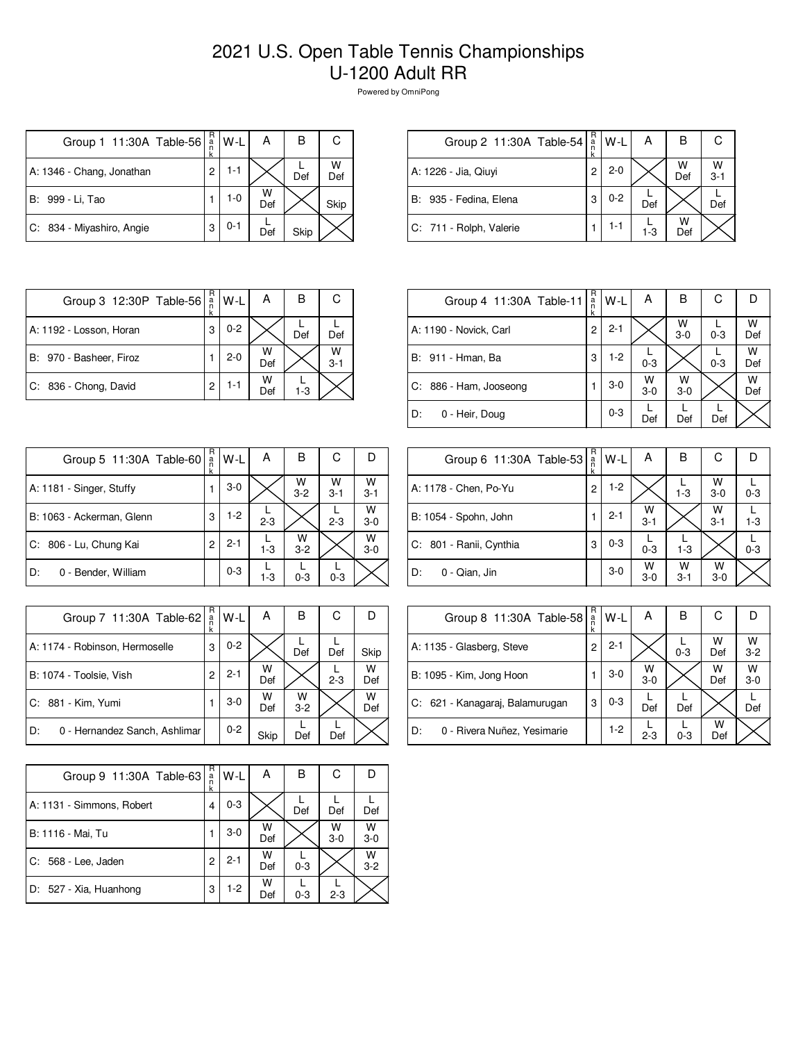# 2021 U.S. Open Table Tennis Championships
## U-1200 Adult RR

Powered by OmniPong

| Group 1 11:30A Table-56 | Rank | W-L | A | B | C |
|---|---|---|---|---|---|
| A: 1346 - Chang, Jonathan | 2 | 1-1 | | L Def | W Def |
| B: 999 - Li, Tao | 1 | 1-0 | W Def | | Skip |
| C: 834 - Miyashiro, Angie | 3 | 0-1 | L Def | Skip | |

| Group 2 11:30A Table-54 | Rank | W-L | A | B | C |
|---|---|---|---|---|---|
| A: 1226 - Jia, Qiuyi | 2 | 2-0 | | W Def | W 3-1 |
| B: 935 - Fedina, Elena | 3 | 0-2 | L Def | | L Def |
| C: 711 - Rolph, Valerie | 1 | 1-1 | L 1-3 | W Def | |

| Group 3 12:30P Table-56 | Rank | W-L | A | B | C |
|---|---|---|---|---|---|
| A: 1192 - Losson, Horan | 3 | 0-2 | | L Def | L Def |
| B: 970 - Basheer, Firoz | 1 | 2-0 | W Def | | W 3-1 |
| C: 836 - Chong, David | 2 | 1-1 | W Def | L 1-3 | |

| Group 4 11:30A Table-11 | Rank | W-L | A | B | C | D |
|---|---|---|---|---|---|---|
| A: 1190 - Novick, Carl | 2 | 2-1 | | W 3-0 | L 0-3 | W Def |
| B: 911 - Hman, Ba | 3 | 1-2 | L 0-3 | | L 0-3 | W Def |
| C: 886 - Ham, Jooseong | 1 | 3-0 | W 3-0 | W 3-0 | | W Def |
| D: 0 - Heir, Doug | | 0-3 | L Def | L Def | L Def | |

| Group 5 11:30A Table-60 | Rank | W-L | A | B | C | D |
|---|---|---|---|---|---|---|
| A: 1181 - Singer, Stuffy | 1 | 3-0 | | W 3-2 | W 3-1 | W 3-1 |
| B: 1063 - Ackerman, Glenn | 3 | 1-2 | L 2-3 | | L 2-3 | W 3-0 |
| C: 806 - Lu, Chung Kai | 2 | 2-1 | L 1-3 | W 3-2 | | W 3-0 |
| D: 0 - Bender, William | | 0-3 | L 1-3 | L 0-3 | L 0-3 | |

| Group 6 11:30A Table-53 | Rank | W-L | A | B | C | D |
|---|---|---|---|---|---|---|
| A: 1178 - Chen, Po-Yu | 2 | 1-2 | | L 1-3 | W 3-0 | L 0-3 |
| B: 1054 - Spohn, John | 1 | 2-1 | W 3-1 | | W 3-1 | L 1-3 |
| C: 801 - Ranii, Cynthia | 3 | 0-3 | L 0-3 | L 1-3 | | L 0-3 |
| D: 0 - Qian, Jin | | 3-0 | W 3-0 | W 3-1 | W 3-0 | |

| Group 7 11:30A Table-62 | Rank | W-L | A | B | C | D |
|---|---|---|---|---|---|---|
| A: 1174 - Robinson, Hermoselle | 3 | 0-2 | | L Def | L Def | Skip |
| B: 1074 - Toolsie, Vish | 2 | 2-1 | W Def | | L 2-3 | W Def |
| C: 881 - Kim, Yumi | 1 | 3-0 | W Def | W 3-2 | | W Def |
| D: 0 - Hernandez Sanch, Ashlimar | | 0-2 | Skip | L Def | L Def | |

| Group 8 11:30A Table-58 | Rank | W-L | A | B | C | D |
|---|---|---|---|---|---|---|
| A: 1135 - Glasberg, Steve | 2 | 2-1 | | L 0-3 | W Def | W 3-2 |
| B: 1095 - Kim, Jong Hoon | 1 | 3-0 | W 3-0 | | W Def | W 3-0 |
| C: 621 - Kanagaraj, Balamurugan | 3 | 0-3 | L Def | L Def | | L Def |
| D: 0 - Rivera Nuñez, Yesimarie | | 1-2 | L 2-3 | L 0-3 | W Def | |

| Group 9 11:30A Table-63 | Rank | W-L | A | B | C | D |
|---|---|---|---|---|---|---|
| A: 1131 - Simmons, Robert | 4 | 0-3 | | L Def | L Def | L Def |
| B: 1116 - Mai, Tu | 1 | 3-0 | W Def | | W 3-0 | W 3-0 |
| C: 568 - Lee, Jaden | 2 | 2-1 | W Def | L 0-3 | | W 3-2 |
| D: 527 - Xia, Huanhong | 3 | 1-2 | W Def | L 0-3 | L 2-3 | |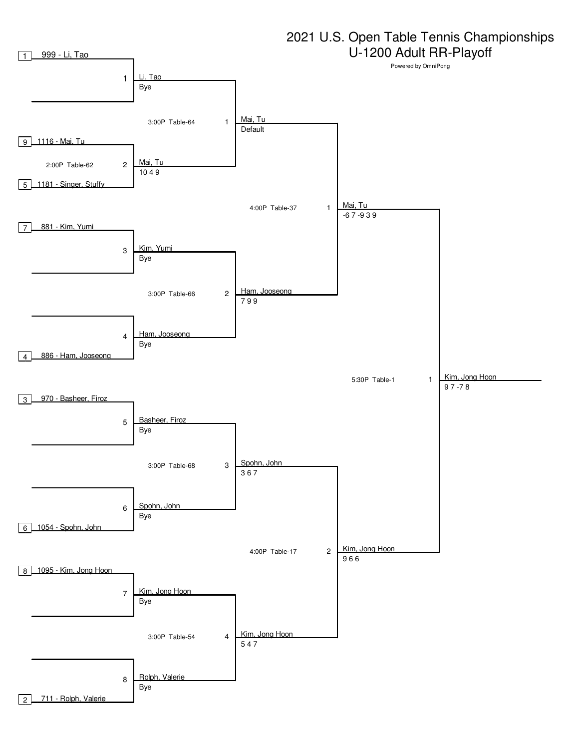# 2021 U.S. Open Table Tennis Championships
## U-1200 Adult RR-Playoff

Powered by OmniPong

**Round 1 (Seeds)**

1 999 - Li, Tao
9 1116 - Mai, Tu
5 1181 - Singer, Stuffy
7 881 - Kim, Yumi
4 886 - Ham, Jooseong
3 970 - Basheer, Firoz
6 1054 - Spohn, John
8 1095 - Kim, Jong Hoon
2 711 - Rolph, Valerie

**Round 2**

1 Li, Tao — Bye
2:00P Table-62 — 2 Mai, Tu — 10 4 9
3 Kim, Yumi — Bye
4 Ham, Jooseong — Bye
5 Basheer, Firoz — Bye
6 Spohn, John — Bye
7 Kim, Jong Hoon — Bye
8 Rolph, Valerie — Bye

**Quarterfinals**

3:00P Table-64 — 1 Mai, Tu — Default
3:00P Table-66 — 2 Ham, Jooseong — 7 9 9
3:00P Table-68 — 3 Spohn, John — 3 6 7
3:00P Table-54 — 4 Kim, Jong Hoon — 5 4 7

**Semifinals**

4:00P Table-37 — 1 Mai, Tu — -6 7 -9 3 9
4:00P Table-17 — 2 Kim, Jong Hoon — 9 6 6

**Final**

5:30P Table-1 — 1 Kim, Jong Hoon — 9 7 -7 8